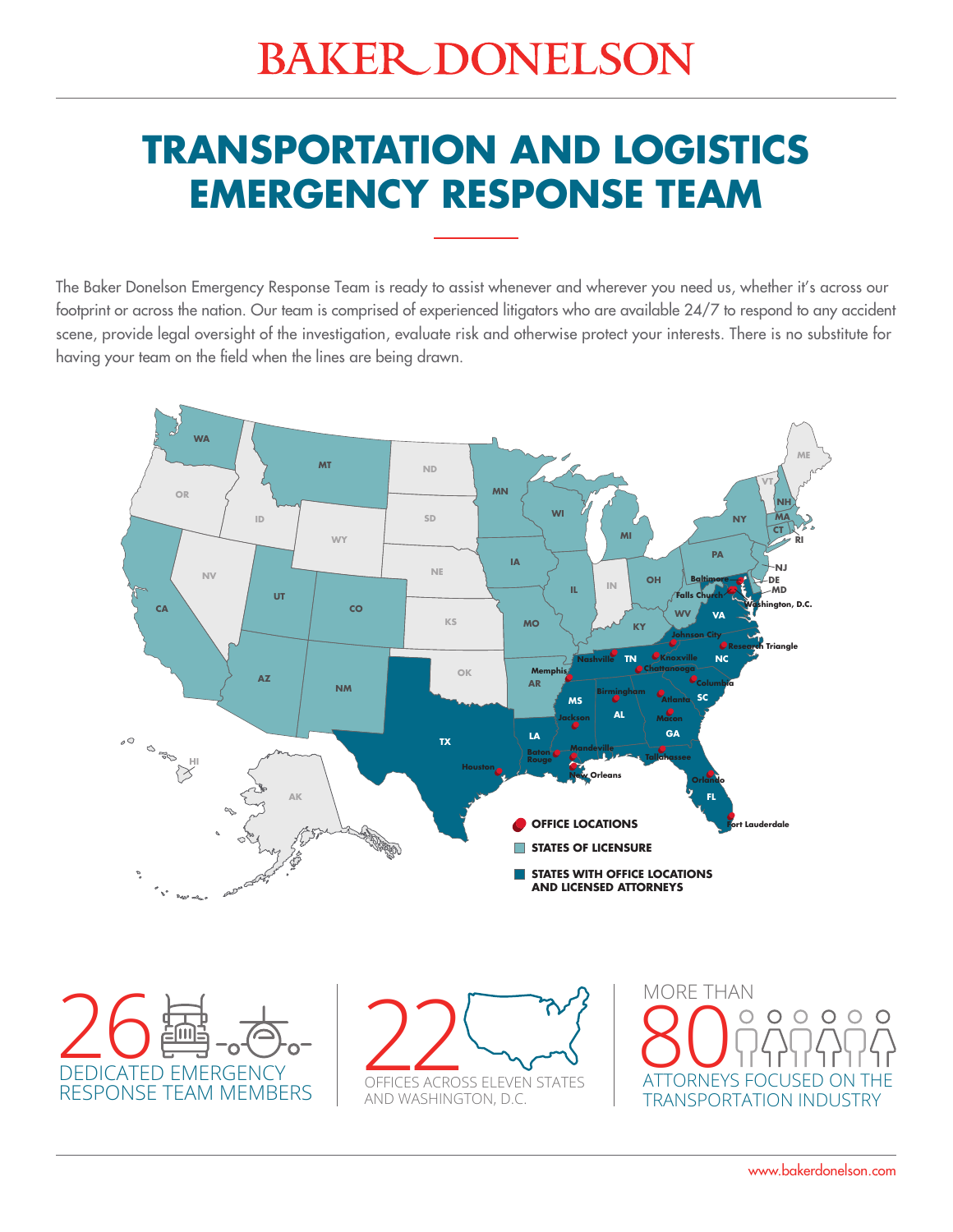# BAKER DONELSON

## TRANSPORTATION AND LOGISTICS EMERGENCY RESPONSE TEAM

The Baker Donelson Emergency Response Team is ready to assist whenever and wherever you need us, whether it's across our footprint or across the nation. Our team is comprised of experienced litigators who are available 24/7 to respond to any accident scene, provide legal oversight of the investigation, evaluate risk and otherwise protect your interests. There is no substitute for having your team on the field when the lines are being drawn.

**OFFICE LOCATIONS**

**STATES OF LICENSURE**

**STATES WITH OFFICE LOCATIONS AND LICENSED ATTORNEYS**

Office locations: Baltimore, Falls Church, Washington, D.C., Johnson City, Research Triangle, Nashville, Knoxville, Chattanooga, Memphis, Columbia, Birmingham, Atlanta, Macon, Jackson, Mandeville, Baton Rouge, New Orleans, Houston, Tallahassee, Orlando, Fort Lauderdale

**26** DEDICATED EMERGENCY RESPONSE TEAM MEMBERS

**22** OFFICES ACROSS ELEVEN STATES AND WASHINGTON, D.C.

MORE THAN **80** ATTORNEYS FOCUSED ON THE TRANSPORTATION INDUSTRY

www.bakerdonelson.com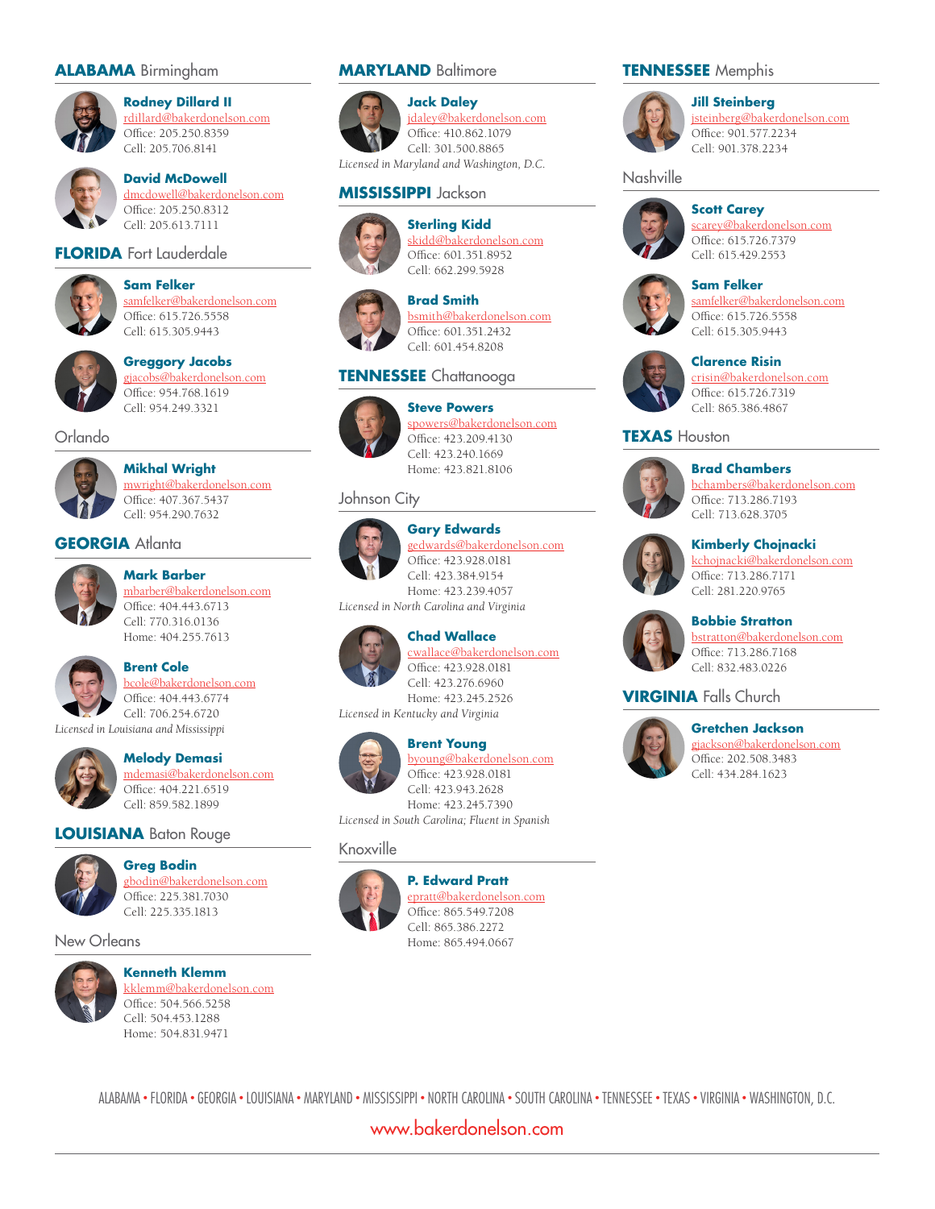## ALABAMA Birmingham

**Rodney Dillard II**
rdillard@bakerdonelson.com
Office: 205.250.8359
Cell: 205.706.8141

**David McDowell**
dmcdowell@bakerdonelson.com
Office: 205.250.8312
Cell: 205.613.7111

## FLORIDA Fort Lauderdale

**Sam Felker**
samfelker@bakerdonelson.com
Office: 615.726.5558
Cell: 615.305.9443

**Greggory Jacobs**
gjacobs@bakerdonelson.com
Office: 954.768.1619
Cell: 954.249.3321

### Orlando

**Mikhal Wright**
mwright@bakerdonelson.com
Office: 407.367.5437
Cell: 954.290.7632

## GEORGIA Atlanta

**Mark Barber**
mbarber@bakerdonelson.com
Office: 404.443.6713
Cell: 770.316.0136
Home: 404.255.7613

**Brent Cole**
bcole@bakerdonelson.com
Office: 404.443.6774
Cell: 706.254.6720
*Licensed in Louisiana and Mississippi*

**Melody Demasi**
mdemasi@bakerdonelson.com
Office: 404.221.6519
Cell: 859.582.1899

## LOUISIANA Baton Rouge

**Greg Bodin**
gbodin@bakerdonelson.com
Office: 225.381.7030
Cell: 225.335.1813

### New Orleans

**Kenneth Klemm**
kklemm@bakerdonelson.com
Office: 504.566.5258
Cell: 504.453.1288
Home: 504.831.9471

## MARYLAND Baltimore

**Jack Daley**
jdaley@bakerdonelson.com
Office: 410.862.1079
Cell: 301.500.8865
*Licensed in Maryland and Washington, D.C.*

## MISSISSIPPI Jackson

**Sterling Kidd**
skidd@bakerdonelson.com
Office: 601.351.8952
Cell: 662.299.5928

**Brad Smith**
bsmith@bakerdonelson.com
Office: 601.351.2432
Cell: 601.454.8208

## TENNESSEE Chattanooga

**Steve Powers**
spowers@bakerdonelson.com
Office: 423.209.4130
Cell: 423.240.1669
Home: 423.821.8106

### Johnson City

**Gary Edwards**
gedwards@bakerdonelson.com
Office: 423.928.0181
Cell: 423.384.9154
Home: 423.239.4057
*Licensed in North Carolina and Virginia*

**Chad Wallace**
cwallace@bakerdonelson.com
Office: 423.928.0181
Cell: 423.276.6960
Home: 423.245.2526
*Licensed in Kentucky and Virginia*

**Brent Young**
byoung@bakerdonelson.com
Office: 423.928.0181
Cell: 423.943.2628
Home: 423.245.7390
*Licensed in South Carolina; Fluent in Spanish*

### Knoxville

**P. Edward Pratt**
epratt@bakerdonelson.com
Office: 865.549.7208
Cell: 865.386.2272
Home: 865.494.0667

## TENNESSEE Memphis

**Jill Steinberg**
jsteinberg@bakerdonelson.com
Office: 901.577.2234
Cell: 901.378.2234

### Nashville

**Scott Carey**
scarey@bakerdonelson.com
Office: 615.726.7379
Cell: 615.429.2553

**Sam Felker**
samfelker@bakerdonelson.com
Office: 615.726.5558
Cell: 615.305.9443

**Clarence Risin**
crisin@bakerdonelson.com
Office: 615.726.7319
Cell: 865.386.4867

## TEXAS Houston

**Brad Chambers**
bchambers@bakerdonelson.com
Office: 713.286.7193
Cell: 713.628.3705

**Kimberly Chojnacki**
kchojnacki@bakerdonelson.com
Office: 713.286.7171
Cell: 281.220.9765

**Bobbie Stratton**
bstratton@bakerdonelson.com
Office: 713.286.7168
Cell: 832.483.0226

## VIRGINIA Falls Church

**Gretchen Jackson**
gjackson@bakerdonelson.com
Office: 202.508.3483
Cell: 434.284.1623

ALABAMA • FLORIDA • GEORGIA • LOUISIANA • MARYLAND • MISSISSIPPI • NORTH CAROLINA • SOUTH CAROLINA • TENNESSEE • TEXAS • VIRGINIA • WASHINGTON, D.C.

www.bakerdonelson.com